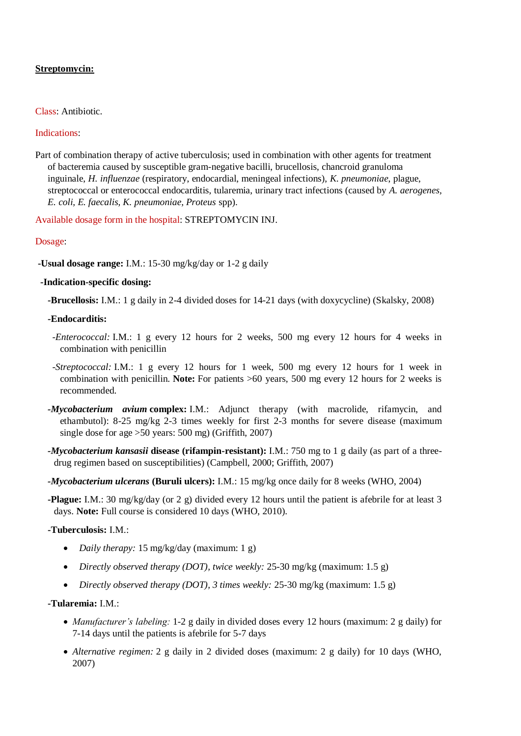**Streptomycin:**

Class: Antibiotic.

Indications:

Part of combination therapy of active tuberculosis; used in combination with other agents for treatment of bacteremia caused by susceptible gram-negative bacilli, brucellosis, chancroid granuloma inguinale, *H. influenzae* (respiratory, endocardial, meningeal infections), *K. pneumoniae*, plague, streptococcal or enterococcal endocarditis, tularemia, urinary tract infections (caused by *A. aerogenes*, *E. coli*, *E. faecalis*, *K. pneumoniae*, *Proteus* spp).

Available dosage form in the hospital: STREPTOMYCIN INJ.

Dosage:

**-Usual dosage range:** I.M.: 15-30 mg/kg/day or 1-2 g daily

**-Indication-specific dosing:**

**-Brucellosis:** I.M.: 1 g daily in 2-4 divided doses for 14-21 days (with doxycycline) (Skalsky, 2008)

**-Endocarditis:**

-*Enterococcal:* I.M.: 1 g every 12 hours for 2 weeks, 500 mg every 12 hours for 4 weeks in combination with penicillin

-*Streptococcal:* I.M.: 1 g every 12 hours for 1 week, 500 mg every 12 hours for 1 week in combination with penicillin. **Note:** For patients >60 years, 500 mg every 12 hours for 2 weeks is recommended.

**-*Mycobacterium avium* complex:** I.M.: Adjunct therapy (with macrolide, rifamycin, and ethambutol): 8-25 mg/kg 2-3 times weekly for first 2-3 months for severe disease (maximum single dose for age >50 years: 500 mg) (Griffith, 2007)

**-*Mycobacterium kansasii* disease (rifampin-resistant):** I.M.: 750 mg to 1 g daily (as part of a three-drug regimen based on susceptibilities) (Campbell, 2000; Griffith, 2007)

**-*Mycobacterium ulcerans* (Buruli ulcers):** I.M.: 15 mg/kg once daily for 8 weeks (WHO, 2004)

**-Plague:** I.M.: 30 mg/kg/day (or 2 g) divided every 12 hours until the patient is afebrile for at least 3 days. **Note:** Full course is considered 10 days (WHO, 2010).

**-Tuberculosis:** I.M.:

- *Daily therapy:* 15 mg/kg/day (maximum: 1 g)
- *Directly observed therapy (DOT), twice weekly:* 25-30 mg/kg (maximum: 1.5 g)
- *Directly observed therapy (DOT), 3 times weekly:* 25-30 mg/kg (maximum: 1.5 g)

**-Tularemia:** I.M.:

- *Manufacturer's labeling:* 1-2 g daily in divided doses every 12 hours (maximum: 2 g daily) for 7-14 days until the patients is afebrile for 5-7 days
- *Alternative regimen:* 2 g daily in 2 divided doses (maximum: 2 g daily) for 10 days (WHO, 2007)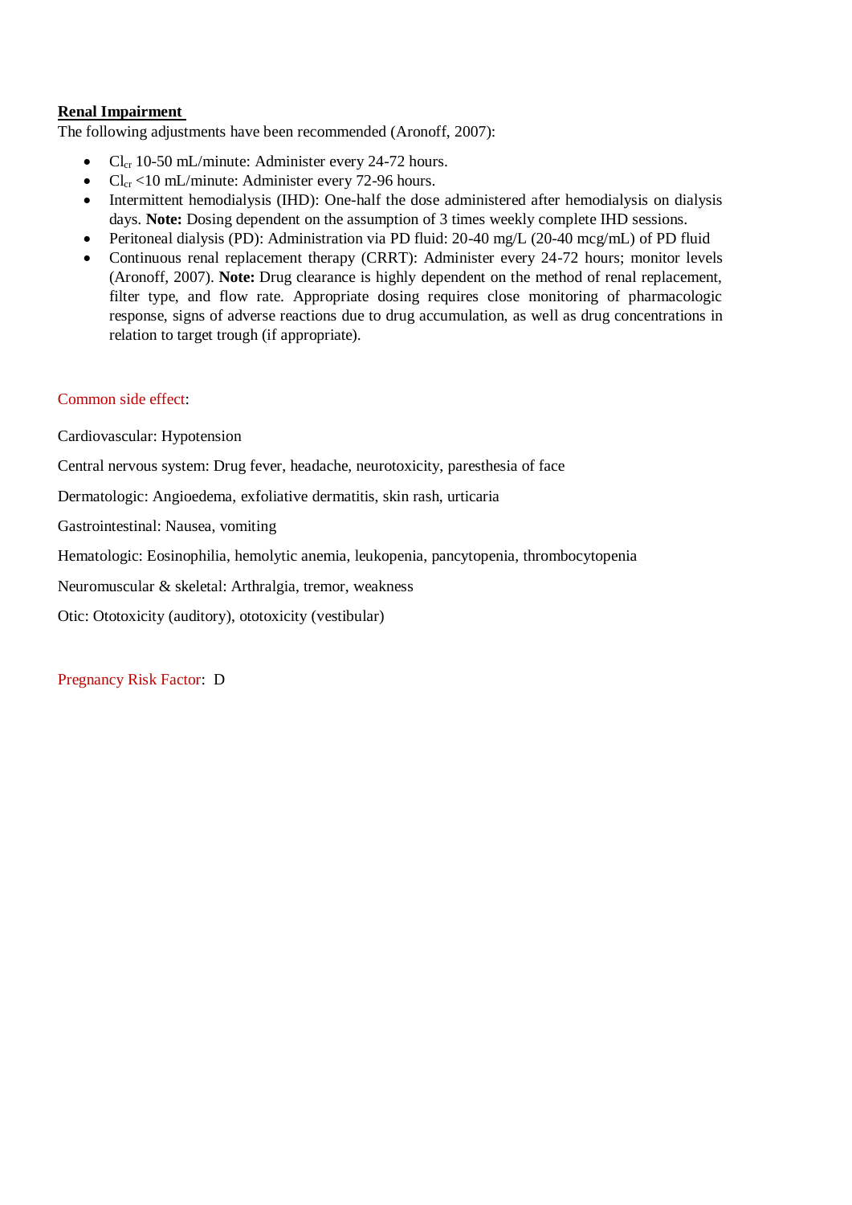**Renal Impairment**

The following adjustments have been recommended (Aronoff, 2007):

- $Cl_{cr}$ 10-50 mL/minute: Administer every 24-72 hours.
- $Cl_{cr}$ <10 mL/minute: Administer every 72-96 hours.
- Intermittent hemodialysis (IHD): One-half the dose administered after hemodialysis on dialysis days. **Note:** Dosing dependent on the assumption of 3 times weekly complete IHD sessions.
- Peritoneal dialysis (PD): Administration via PD fluid: 20-40 mg/L (20-40 mcg/mL) of PD fluid
- Continuous renal replacement therapy (CRRT): Administer every 24-72 hours; monitor levels (Aronoff, 2007). **Note:** Drug clearance is highly dependent on the method of renal replacement, filter type, and flow rate. Appropriate dosing requires close monitoring of pharmacologic response, signs of adverse reactions due to drug accumulation, as well as drug concentrations in relation to target trough (if appropriate).

Common side effect:

Cardiovascular: Hypotension

Central nervous system: Drug fever, headache, neurotoxicity, paresthesia of face

Dermatologic: Angioedema, exfoliative dermatitis, skin rash, urticaria

Gastrointestinal: Nausea, vomiting

Hematologic: Eosinophilia, hemolytic anemia, leukopenia, pancytopenia, thrombocytopenia

Neuromuscular & skeletal: Arthralgia, tremor, weakness

Otic: Ototoxicity (auditory), ototoxicity (vestibular)

Pregnancy Risk Factor: D